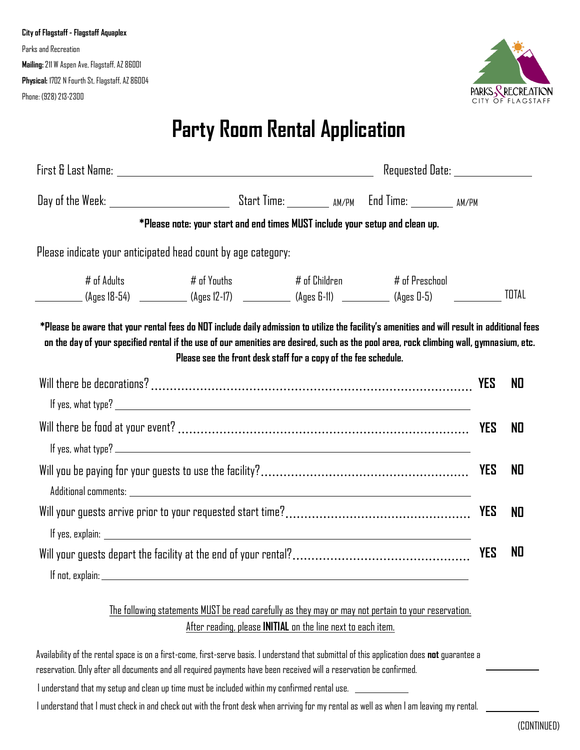**City of Flagstaff - Flagstaff Aquaplex**

Parks and Recreation

**Mailing:** 211 W Aspen Ave, Flagstaff, AZ 86001

**Physical:** 1702 N Fourth St, Flagstaff, AZ 86004

Phone: (928) 213-2300

PARKS & RECREATION
CITY OF FLAGSTAFF

# Party Room Rental Application

First & Last Name: ______________________________ Requested Date: ______________

Day of the Week: ______________ Start Time: ________ AM/PM End Time: ________ AM/PM

**\*Please note: your start and end times MUST include your setup and clean up.**

Please indicate your anticipated head count by age category:

| # of Adults (Ages 18-54) | # of Youths (Ages 12-17) | # of Children (Ages 6-11) | # of Preschool (Ages 0-5) | TOTAL |
|---|---|---|---|---|
| ________ | ________ | ________ | ________ | ________ |

**\*Please be aware that your rental fees do NOT include daily admission to utilize the facility's amenities and will result in additional fees on the day of your specified rental if the use of our amenities are desired, such as the pool area, rock climbing wall, gymnasium, etc. Please see the front desk staff for a copy of the fee schedule.**

Will there be decorations? ........................................ **YES** **NO**

If yes, what type? ______________________________

Will there be food at your event? ........................................ **YES** **NO**

If yes, what type? ______________________________

Will you be paying for your guests to use the facility? ........................................ **YES** **NO**

Additional comments: ______________________________

Will your guests arrive prior to your requested start time? ........................................ **YES** **NO**

If yes, explain: ______________________________

Will your guests depart the facility at the end of your rental? ........................................ **YES** **NO**

If not, explain: ______________________________

The following statements MUST be read carefully as they may or may not pertain to your reservation. After reading, please **INITIAL** on the line next to each item.

Availability of the rental space is on a first-come, first-serve basis. I understand that submittal of this application does **not** guarantee a reservation. Only after all documents and all required payments have been received will a reservation be confirmed. ________

I understand that my setup and clean up time must be included within my confirmed rental use. ________

I understand that I must check in and check out with the front desk when arriving for my rental as well as when I am leaving my rental. ________

(CONTINUED)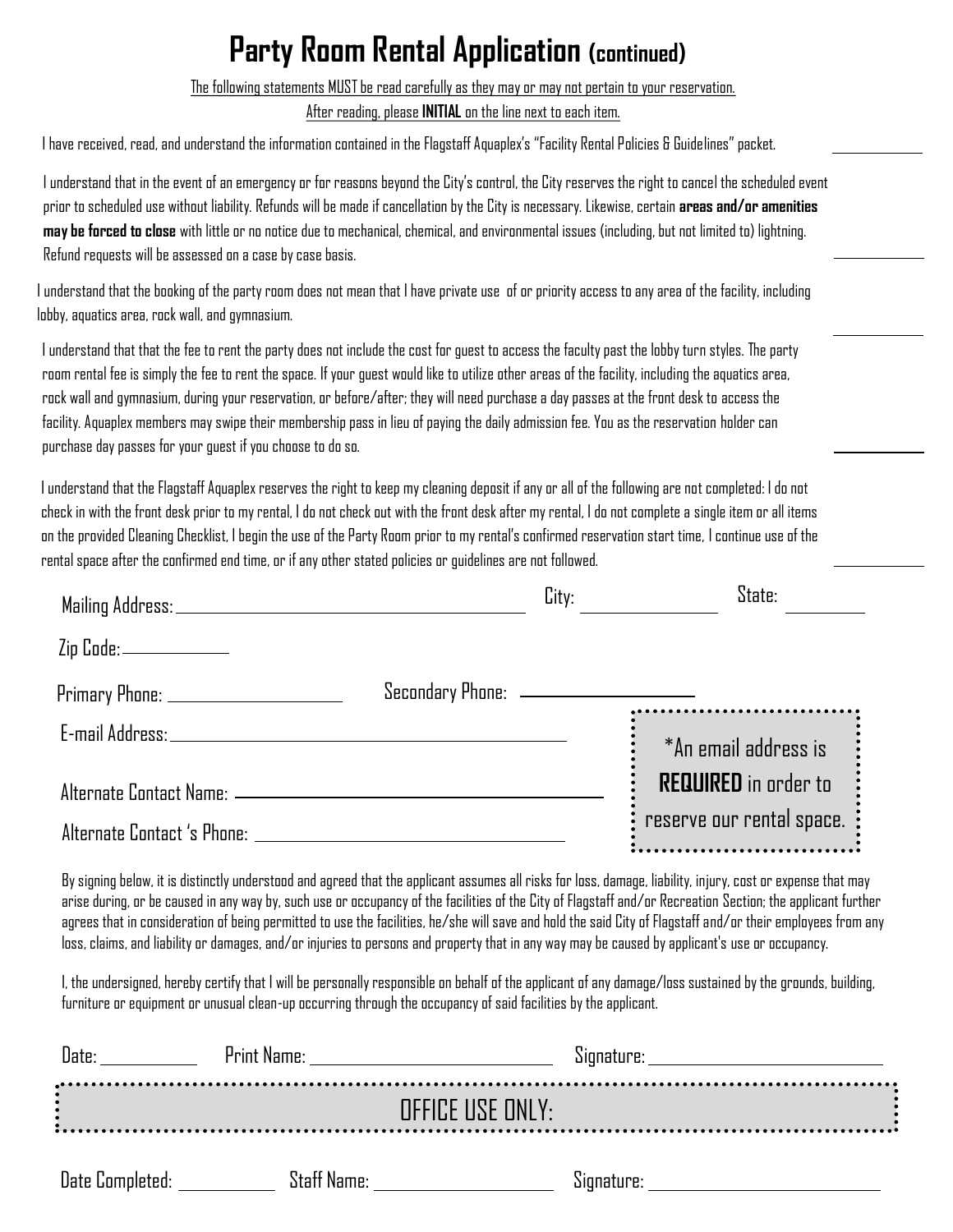# Party Room Rental Application (continued)

The following statements MUST be read carefully as they may or may not pertain to your reservation.

After reading, please **INITIAL** on the line next to each item.

I have received, read, and understand the information contained in the Flagstaff Aquaplex's "Facility Rental Policies & Guidelines" packet. ________

I understand that in the event of an emergency or for reasons beyond the City's control, the City reserves the right to cancel the scheduled event prior to scheduled use without liability. Refunds will be made if cancellation by the City is necessary. Likewise, certain **areas and/or amenities may be forced to close** with little or no notice due to mechanical, chemical, and environmental issues (including, but not limited to) lightning. Refund requests will be assessed on a case by case basis. ________

I understand that the booking of the party room does not mean that I have private use of or priority access to any area of the facility, including lobby, aquatics area, rock wall, and gymnasium. ________

I understand that that the fee to rent the party does not include the cost for guest to access the faculty past the lobby turn styles. The party room rental fee is simply the fee to rent the space. If your guest would like to utilize other areas of the facility, including the aquatics area, rock wall and gymnasium, during your reservation, or before/after; they will need purchase a day passes at the front desk to access the facility. Aquaplex members may swipe their membership pass in lieu of paying the daily admission fee. You as the reservation holder can purchase day passes for your guest if you choose to do so. ________

I understand that the Flagstaff Aquaplex reserves the right to keep my cleaning deposit if any or all of the following are not completed: I do not check in with the front desk prior to my rental, I do not check out with the front desk after my rental, I do not complete a single item or all items on the provided Cleaning Checklist, I begin the use of the Party Room prior to my rental's confirmed reservation start time, I continue use of the rental space after the confirmed end time, or if any other stated policies or guidelines are not followed. ________

Mailing Address: ____________________ City: ____________ State: ________

Zip Code: ____________

Primary Phone: ____________ Secondary Phone: ____________

E-mail Address: ____________________

Alternate Contact Name: ____________________

Alternate Contact 's Phone: ____________________

*An email address is **REQUIRED** in order to reserve our rental space.

By signing below, it is distinctly understood and agreed that the applicant assumes all risks for loss, damage, liability, injury, cost or expense that may arise during, or be caused in any way by, such use or occupancy of the facilities of the City of Flagstaff and/or Recreation Section; the applicant further agrees that in consideration of being permitted to use the facilities, he/she will save and hold the said City of Flagstaff and/or their employees from any loss, claims, and liability or damages, and/or injuries to persons and property that in any way may be caused by applicant's use or occupancy.

I, the undersigned, hereby certify that I will be personally responsible on behalf of the applicant of any damage/loss sustained by the grounds, building, furniture or equipment or unusual clean-up occurring through the occupancy of said facilities by the applicant.

Date: ________ Print Name: ____________________ Signature: ____________________

OFFICE USE ONLY:

Date Completed: ________ Staff Name: ____________________ Signature: ____________________